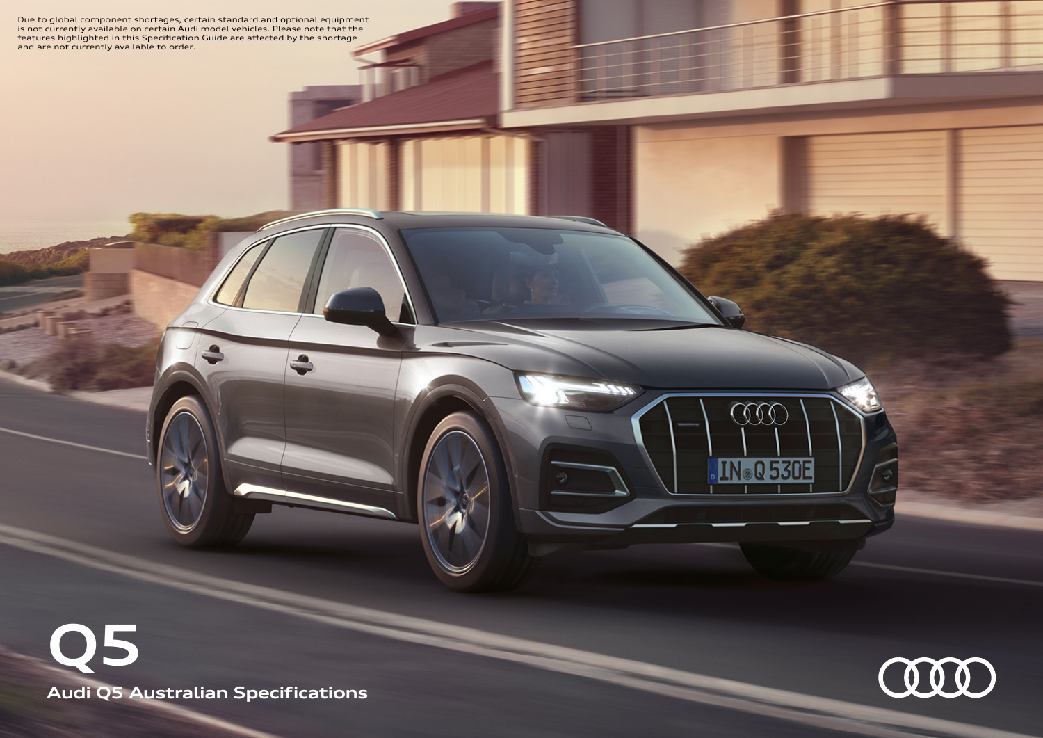Due to global component shortages, certain standard and optional equipment is not currently available on certain Audi model vehicles. Please note that the features highlighted in this Specification Guide are affected by the shortage and are not currently available to order.

# Q5

## Audi Q5 Australian Specifications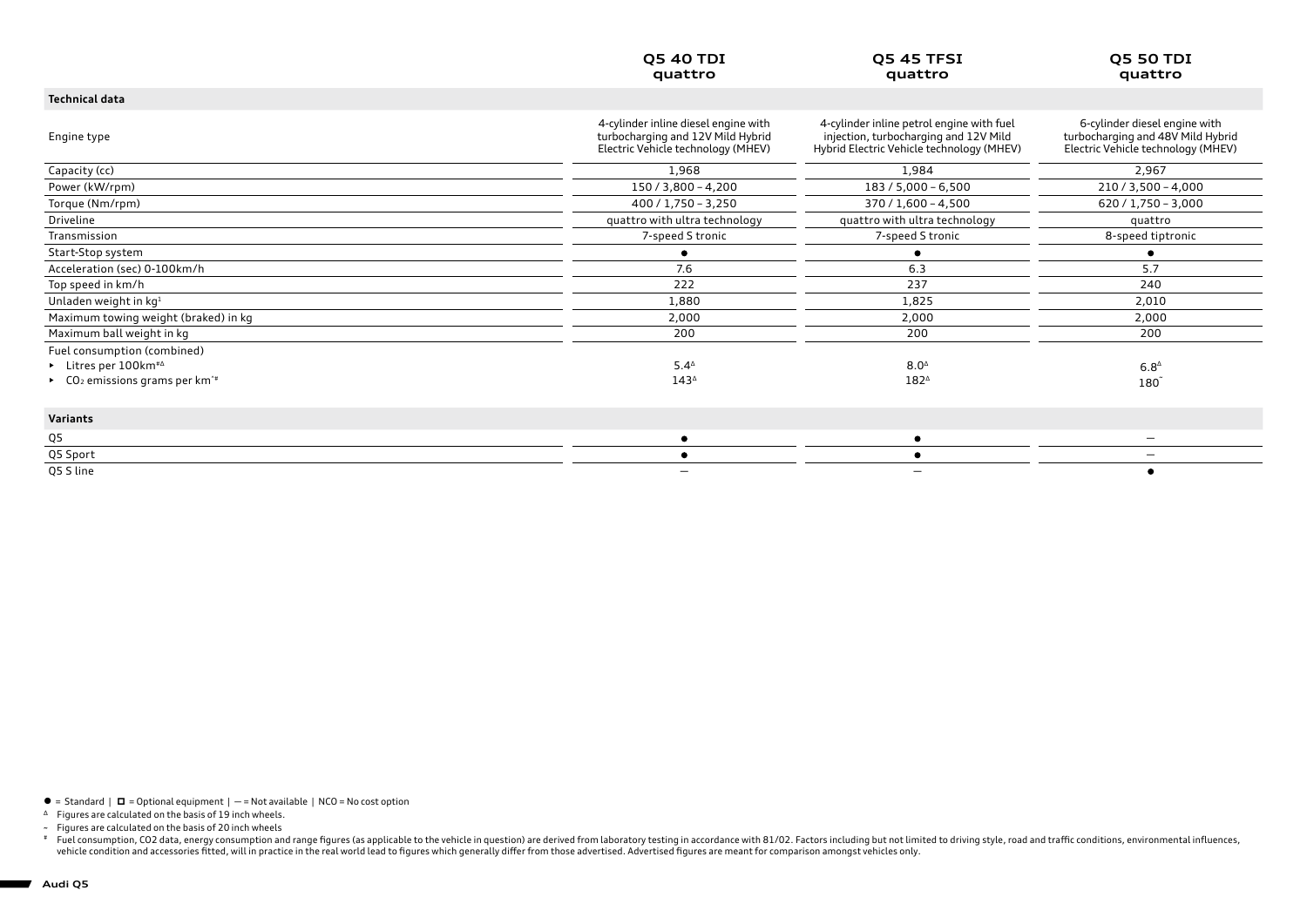| | Q5 40 TDI quattro | Q5 45 TFSI quattro | Q5 50 TDI quattro |
|---|---|---|---|
| **Technical data** | | | |
| Engine type | 4-cylinder inline diesel engine with turbocharging and 12V Mild Hybrid Electric Vehicle technology (MHEV) | 4-cylinder inline petrol engine with fuel injection, turbocharging and 12V Mild Hybrid Electric Vehicle technology (MHEV) | 6-cylinder diesel engine with turbocharging and 48V Mild Hybrid Electric Vehicle technology (MHEV) |
| Capacity (cc) | 1,968 | 1,984 | 2,967 |
| Power (kW/rpm) | 150 / 3,800 – 4,200 | 183 / 5,000 – 6,500 | 210 / 3,500 – 4,000 |
| Torque (Nm/rpm) | 400 / 1,750 – 3,250 | 370 / 1,600 – 4,500 | 620 / 1,750 – 3,000 |
| Driveline | quattro with ultra technology | quattro with ultra technology | quattro |
| Transmission | 7-speed S tronic | 7-speed S tronic | 8-speed tiptronic |
| Start-Stop system | ● | ● | ● |
| Acceleration (sec) 0-100km/h | 7.6 | 6.3 | 5.7 |
| Top speed in km/h | 222 | 237 | 240 |
| Unladen weight in kg[1] | 1,880 | 1,825 | 2,010 |
| Maximum towing weight (braked) in kg | 2,000 | 2,000 | 2,000 |
| Maximum ball weight in kg | 200 | 200 | 200 |
| Fuel consumption (combined) | | | |
| ▸ Litres per 100km[#Δ] | 5.4[Δ] | 8.0[Δ] | 6.8[~] |
| ▸ $CO_2$ emissions grams per km[~#] | 143[Δ] | 182[Δ] | 180[~] |
| **Variants** | | | |
| Q5 | ● | ● | – |
| Q5 Sport | ● | ● | – |
| Q5 S line | – | – | ● |

● = Standard | ☐ = Optional equipment | – = Not available | NCO = No cost option

Δ Figures are calculated on the basis of 19 inch wheels.

~ Figures are calculated on the basis of 20 inch wheels

\# Fuel consumption, CO2 data, energy consumption and range figures (as applicable to the vehicle in question) are derived from laboratory testing in accordance with 81/02. Factors including but not limited to driving style, road and traffic conditions, environmental influences, vehicle condition and accessories fitted, will in practice in the real world lead to figures which generally differ from those advertised. Advertised figures are meant for comparison amongst vehicles only.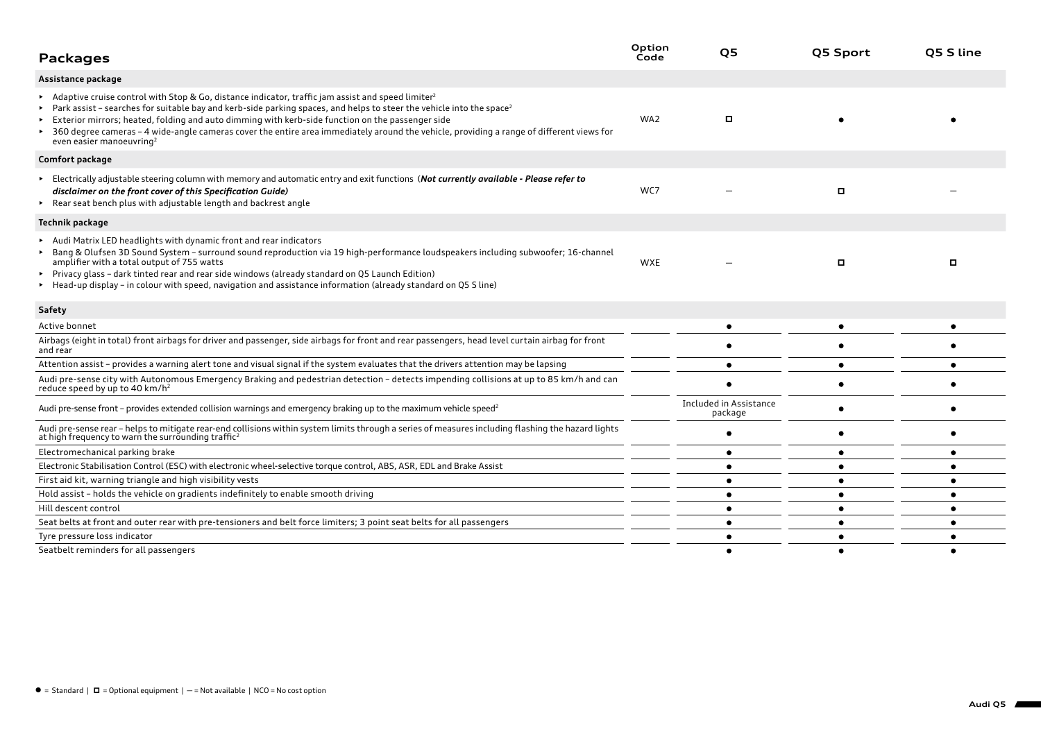| Packages | Option Code | Q5 | Q5 Sport | Q5 S line |
|---|---|---|---|---|
| **Assistance package** | | | | |
| ▸ Adaptive cruise control with Stop & Go, distance indicator, traffic jam assist and speed limiter[2]<br>▸ Park assist – searches for suitable bay and kerb-side parking spaces, and helps to steer the vehicle into the space[2]<br>▸ Exterior mirrors; heated, folding and auto dimming with kerb-side function on the passenger side<br>▸ 360 degree cameras – 4 wide-angle cameras cover the entire area immediately around the vehicle, providing a range of different views for even easier manoeuvring[2] | WA2 | □ | ● | ● |
| **Comfort package** | | | | |
| ▸ Electrically adjustable steering column with memory and automatic entry and exit functions (***Not currently available - Please refer to disclaimer on the front cover of this Specification Guide)***<br>▸ Rear seat bench plus with adjustable length and backrest angle | WC7 | – | □ | – |
| **Technik package** | | | | |
| ▸ Audi Matrix LED headlights with dynamic front and rear indicators<br>▸ Bang & Olufsen 3D Sound System – surround sound reproduction via 19 high-performance loudspeakers including subwoofer; 16-channel amplifier with a total output of 755 watts<br>▸ Privacy glass – dark tinted rear and rear side windows (already standard on Q5 Launch Edition)<br>▸ Head-up display – in colour with speed, navigation and assistance information (already standard on Q5 S line) | WXE | – | □ | □ |
| **Safety** | | | | |
| Active bonnet | | ● | ● | ● |
| Airbags (eight in total) front airbags for driver and passenger, side airbags for front and rear passengers, head level curtain airbag for front and rear | | ● | ● | ● |
| Attention assist – provides a warning alert tone and visual signal if the system evaluates that the drivers attention may be lapsing | | ● | ● | ● |
| Audi pre-sense city with Autonomous Emergency Braking and pedestrian detection – detects impending collisions at up to 85 km/h and can reduce speed by up to 40 km/h[2] | | ● | ● | ● |
| Audi pre-sense front – provides extended collision warnings and emergency braking up to the maximum vehicle speed[2] | | Included in Assistance package | ● | ● |
| Audi pre-sense rear – helps to mitigate rear-end collisions within system limits through a series of measures including flashing the hazard lights at high frequency to warn the surrounding traffic[2] | | ● | ● | ● |
| Electromechanical parking brake | | ● | ● | ● |
| Electronic Stabilisation Control (ESC) with electronic wheel-selective torque control, ABS, ASR, EDL and Brake Assist | | ● | ● | ● |
| First aid kit, warning triangle and high visibility vests | | ● | ● | ● |
| Hold assist – holds the vehicle on gradients indefinitely to enable smooth driving | | ● | ● | ● |
| Hill descent control | | ● | ● | ● |
| Seat belts at front and outer rear with pre-tensioners and belt force limiters; 3 point seat belts for all passengers | | ● | ● | ● |
| Tyre pressure loss indicator | | ● | ● | ● |
| Seatbelt reminders for all passengers | | ● | ● | ● |

● = Standard | □ = Optional equipment | – = Not available | NCO = No cost option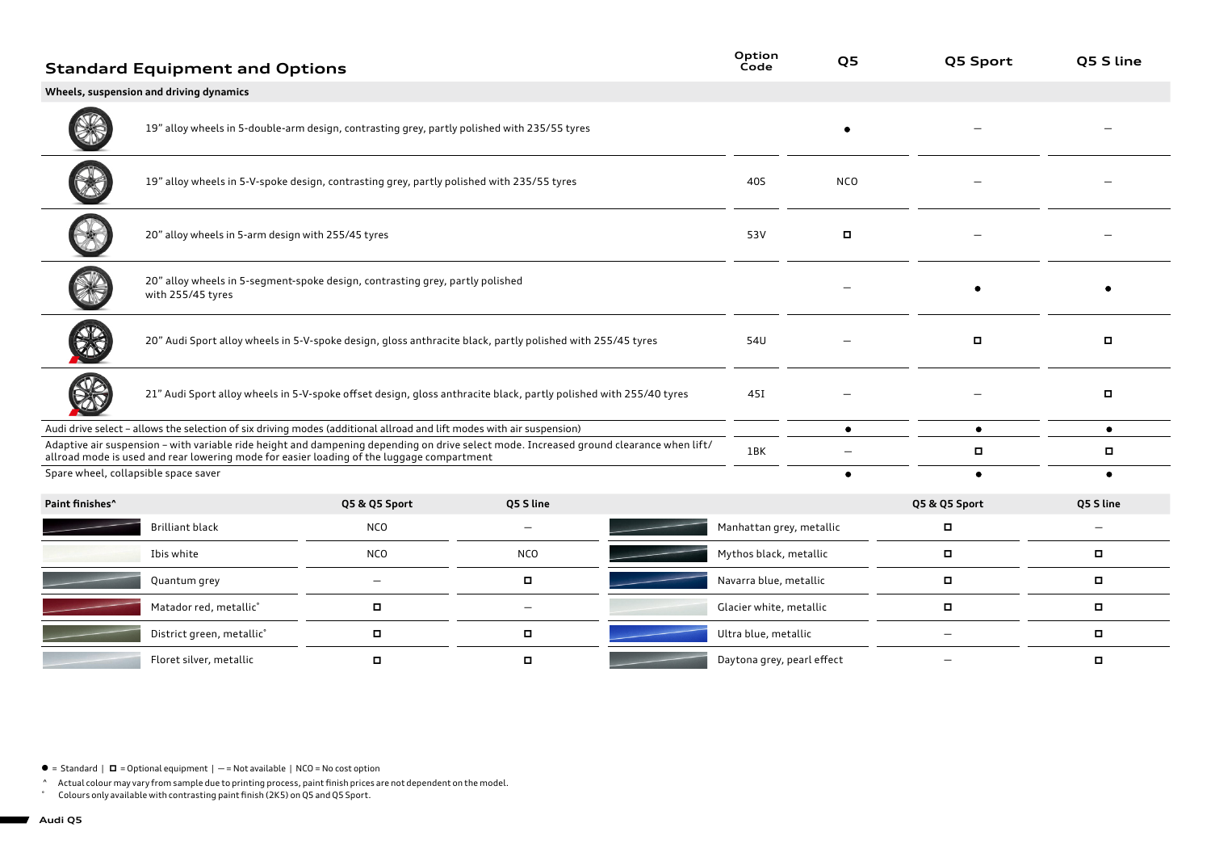## Standard Equipment and Options

| Wheels, suspension and driving dynamics | Option Code | Q5 | Q5 Sport | Q5 S line |
|---|---|---|---|---|
| 19" alloy wheels in 5-double-arm design, contrasting grey, partly polished with 235/55 tyres | | ● | – | – |
| 19" alloy wheels in 5-V-spoke design, contrasting grey, partly polished with 235/55 tyres | 40S | NCO | – | – |
| 20" alloy wheels in 5-arm design with 255/45 tyres | 53V | ◻ | – | – |
| 20" alloy wheels in 5-segment-spoke design, contrasting grey, partly polished with 255/45 tyres | | – | ● | ● |
| 20" Audi Sport alloy wheels in 5-V-spoke design, gloss anthracite black, partly polished with 255/45 tyres | 54U | – | ◻ | ◻ |
| 21" Audi Sport alloy wheels in 5-V-spoke offset design, gloss anthracite black, partly polished with 255/40 tyres | 45I | – | – | ◻ |
| Audi drive select – allows the selection of six driving modes (additional allroad and lift modes with air suspension) | | ● | ● | ● |
| Adaptive air suspension – with variable ride height and dampening depending on drive select mode. Increased ground clearance when lift/allroad mode is used and rear lowering mode for easier loading of the luggage compartment | 1BK | – | ◻ | ◻ |
| Spare wheel, collapsible space saver | | ● | ● | ● |

| Paint finishes^ | Q5 & Q5 Sport | Q5 S line |
|---|---|---|
| Brilliant black | NCO | – |
| Ibis white | NCO | NCO |
| Quantum grey | – | ◻ |
| Matador red, metallic° | ◻ | – |
| District green, metallic° | ◻ | ◻ |
| Floret silver, metallic | ◻ | ◻ |
| Manhattan grey, metallic | ◻ | – |
| Mythos black, metallic | ◻ | ◻ |
| Navarra blue, metallic | ◻ | ◻ |
| Glacier white, metallic | ◻ | ◻ |
| Ultra blue, metallic | – | ◻ |
| Daytona grey, pearl effect | – | ◻ |

● = Standard | ◻ = Optional equipment | – = Not available | NCO = No cost option

^ Actual colour may vary from sample due to printing process, paint finish prices are not dependent on the model.

° Colours only available with contrasting paint finish (2K5) on Q5 and Q5 Sport.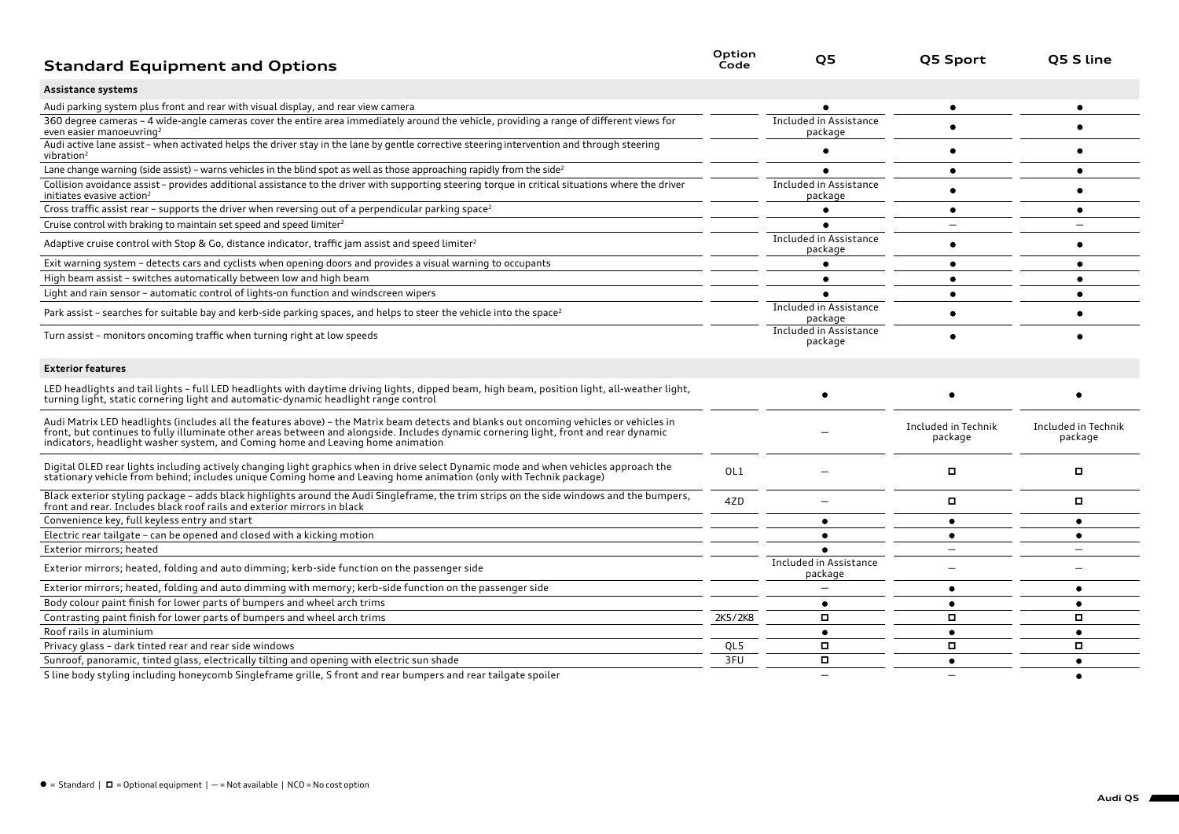## Standard Equipment and Options

| Standard Equipment and Options | Option Code | Q5 | Q5 Sport | Q5 S line |
|---|---|---|---|---|
| **Assistance systems** | | | | |
| Audi parking system plus front and rear with visual display, and rear view camera | | ● | ● | ● |
| 360 degree cameras – 4 wide-angle cameras cover the entire area immediately around the vehicle, providing a range of different views for even easier manoeuvring[2] | | Included in Assistance package | ● | ● |
| Audi active lane assist – when activated helps the driver stay in the lane by gentle corrective steering intervention and through steering vibration[2] | | ● | ● | ● |
| Lane change warning (side assist) – warns vehicles in the blind spot as well as those approaching rapidly from the side[2] | | ● | ● | ● |
| Collision avoidance assist – provides additional assistance to the driver with supporting steering torque in critical situations where the driver initiates evasive action[2] | | Included in Assistance package | ● | ● |
| Cross traffic assist rear – supports the driver when reversing out of a perpendicular parking space[2] | | ● | ● | ● |
| Cruise control with braking to maintain set speed and speed limiter[2] | | ● | – | – |
| Adaptive cruise control with Stop & Go, distance indicator, traffic jam assist and speed limiter[2] | | Included in Assistance package | ● | ● |
| Exit warning system – detects cars and cyclists when opening doors and provides a visual warning to occupants | | ● | ● | ● |
| High beam assist – switches automatically between low and high beam | | ● | ● | ● |
| Light and rain sensor – automatic control of lights-on function and windscreen wipers | | ● | ● | ● |
| Park assist – searches for suitable bay and kerb-side parking spaces, and helps to steer the vehicle into the space[2] | | Included in Assistance package | ● | ● |
| Turn assist – monitors oncoming traffic when turning right at low speeds | | Included in Assistance package | ● | ● |
| **Exterior features** | | | | |
| LED headlights and tail lights – full LED headlights with daytime driving lights, dipped beam, high beam, position light, all-weather light, turning light, static cornering light and automatic-dynamic headlight range control | | ● | ● | ● |
| Audi Matrix LED headlights (includes all the features above) – the Matrix beam detects and blanks out oncoming vehicles or vehicles in front, but continues to fully illuminate other areas between and alongside. Includes dynamic cornering light, front and rear dynamic indicators, headlight washer system, and Coming home and Leaving home animation | | – | Included in Technik package | Included in Technik package |
| Digital OLED rear lights including actively changing light graphics when in drive select Dynamic mode and when vehicles approach the stationary vehicle from behind; includes unique Coming home and Leaving home animation (only with Technik package) | OL1 | – | ◻ | ◻ |
| Black exterior styling package – adds black highlights around the Audi Singleframe, the trim strips on the side windows and the bumpers, front and rear. Includes black roof rails and exterior mirrors in black | 4ZD | – | ◻ | ◻ |
| Convenience key, full keyless entry and start | | ● | ● | ● |
| Electric rear tailgate – can be opened and closed with a kicking motion | | ● | ● | ● |
| Exterior mirrors; heated | | ● | – | – |
| Exterior mirrors; heated, folding and auto dimming; kerb-side function on the passenger side | | Included in Assistance package | – | – |
| Exterior mirrors; heated, folding and auto dimming with memory; kerb-side function on the passenger side | | – | ● | ● |
| Body colour paint finish for lower parts of bumpers and wheel arch trims | | ● | ● | ● |
| Contrasting paint finish for lower parts of bumpers and wheel arch trims | 2K5/2K8 | ◻ | ◻ | ◻ |
| Roof rails in aluminium | | ● | ● | ● |
| Privacy glass – dark tinted rear and rear side windows | QL5 | ◻ | ◻ | ◻ |
| Sunroof, panoramic, tinted glass, electrically tilting and opening with electric sun shade | 3FU | ◻ | ● | ● |
| S line body styling including honeycomb Singleframe grille, S front and rear bumpers and rear tailgate spoiler | | – | – | ● |

● = Standard | ◻ = Optional equipment | – = Not available | NCO = No cost option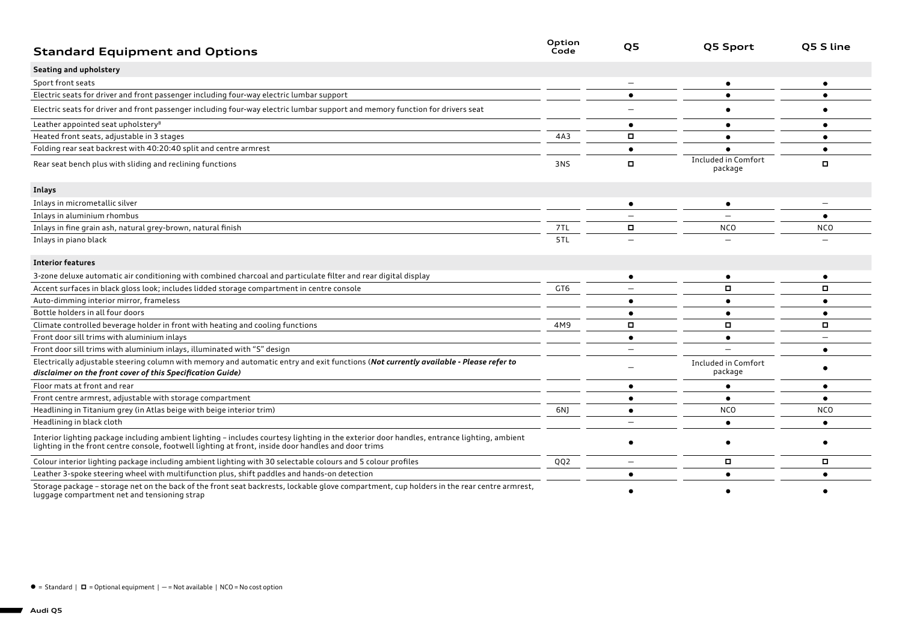## Standard Equipment and Options

| Standard Equipment and Options | Option Code | Q5 | Q5 Sport | Q5 S line |
|---|---|---|---|---|
| **Seating and upholstery** | | | | |
| Sport front seats | | — | ● | ● |
| Electric seats for driver and front passenger including four-way electric lumbar support | | ● | ● | ● |
| Electric seats for driver and front passenger including four-way electric lumbar support and memory function for drivers seat | | — | ● | ● |
| Leather appointed seat upholstery[8] | | ● | ● | ● |
| Heated front seats, adjustable in 3 stages | 4A3 | ◻ | ● | ● |
| Folding rear seat backrest with 40:20:40 split and centre armrest | | ● | ● | ● |
| Rear seat bench plus with sliding and reclining functions | 3NS | ◻ | Included in Comfort package | ◻ |
| **Inlays** | | | | |
| Inlays in micrometallic silver | | ● | ● | — |
| Inlays in aluminium rhombus | | — | — | ● |
| Inlays in fine grain ash, natural grey-brown, natural finish | 7TL | ◻ | NCO | NCO |
| Inlays in piano black | 5TL | — | — | — |
| **Interior features** | | | | |
| 3-zone deluxe automatic air conditioning with combined charcoal and particulate filter and rear digital display | | ● | ● | ● |
| Accent surfaces in black gloss look; includes lidded storage compartment in centre console | GT6 | — | ◻ | ◻ |
| Auto-dimming interior mirror, frameless | | ● | ● | ● |
| Bottle holders in all four doors | | ● | ● | ● |
| Climate controlled beverage holder in front with heating and cooling functions | 4M9 | ◻ | ◻ | ◻ |
| Front door sill trims with aluminium inlays | | ● | ● | — |
| Front door sill trims with aluminium inlays, illuminated with "S" design | | — | — | ● |
| Electrically adjustable steering column with memory and automatic entry and exit functions (***Not currently available - Please refer to disclaimer on the front cover of this Specification Guide)*** | | — | Included in Comfort package | ● |
| Floor mats at front and rear | | ● | ● | ● |
| Front centre armrest, adjustable with storage compartment | | ● | ● | ● |
| Headlining in Titanium grey (in Atlas beige with beige interior trim) | 6NJ | ● | NCO | NCO |
| Headlining in black cloth | | — | ● | ● |
| Interior lighting package including ambient lighting – includes courtesy lighting in the exterior door handles, entrance lighting, ambient lighting in the front centre console, footwell lighting at front, inside door handles and door trims | | ● | ● | ● |
| Colour interior lighting package including ambient lighting with 30 selectable colours and 5 colour profiles | QQ2 | — | ◻ | ◻ |
| Leather 3-spoke steering wheel with multifunction plus, shift paddles and hands-on detection | | ● | ● | ● |
| Storage package – storage net on the back of the front seat backrests, lockable glove compartment, cup holders in the rear centre armrest, luggage compartment net and tensioning strap | | ● | ● | ● |

● = Standard | ◻ = Optional equipment | — = Not available | NCO = No cost option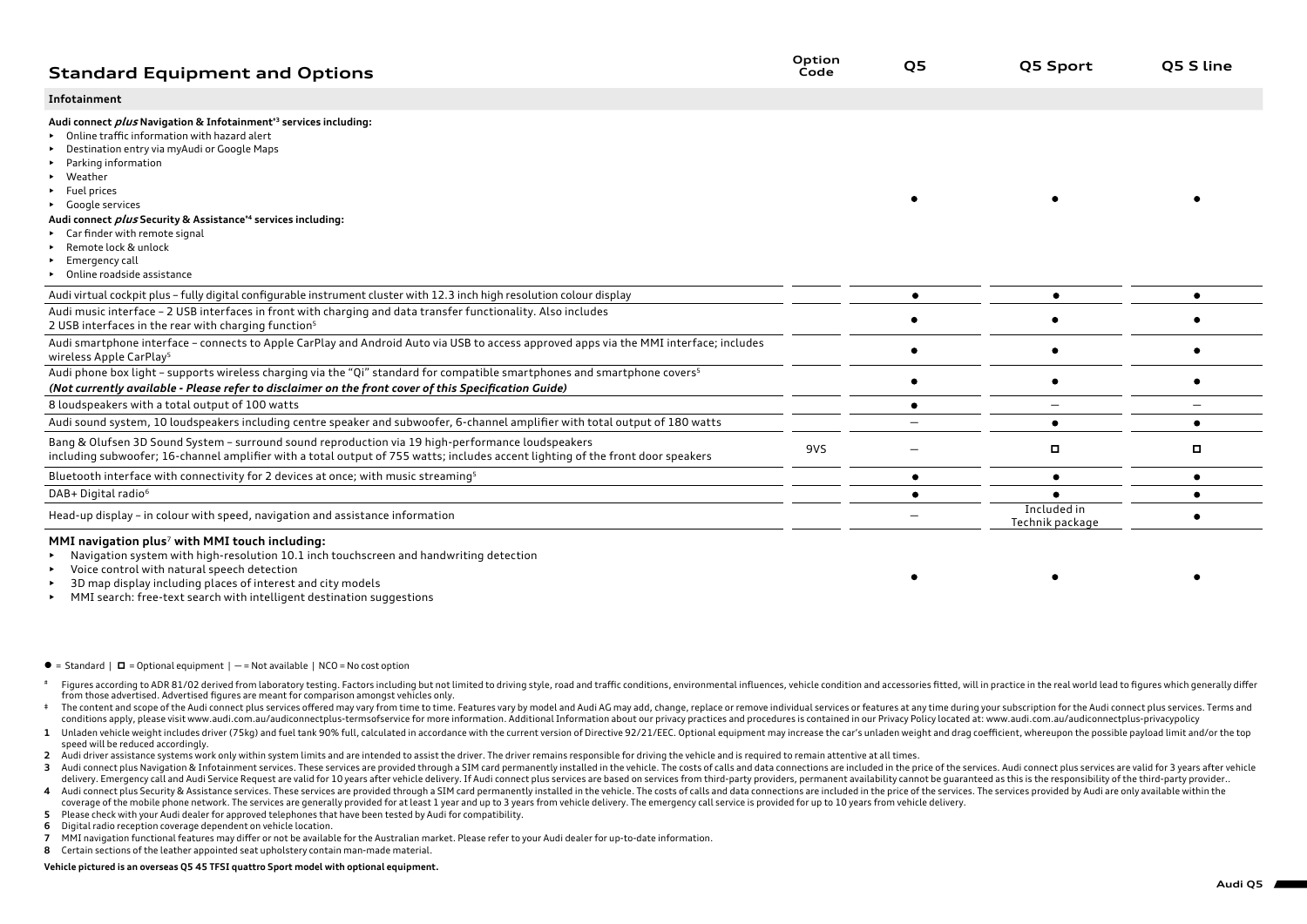## Standard Equipment and Options

| Infotainment | Option Code | Q5 | Q5 Sport | Q5 S line |
|---|---|---|---|---|
| **Audi connect *plus* Navigation & Infotainment[‡3] services including:**<br>▸ Online traffic information with hazard alert<br>▸ Destination entry via myAudi or Google Maps<br>▸ Parking information<br>▸ Weather<br>▸ Fuel prices<br>▸ Google services<br>**Audi connect *plus* Security & Assistance[‡4] services including:**<br>▸ Car finder with remote signal<br>▸ Remote lock & unlock<br>▸ Emergency call<br>▸ Online roadside assistance | | ● | ● | ● |
| Audi virtual cockpit plus – fully digital configurable instrument cluster with 12.3 inch high resolution colour display | | ● | ● | ● |
| Audi music interface – 2 USB interfaces in front with charging and data transfer functionality. Also includes 2 USB interfaces in the rear with charging function[5] | | ● | ● | ● |
| Audi smartphone interface – connects to Apple CarPlay and Android Auto via USB to access approved apps via the MMI interface; includes wireless Apple CarPlay[5] | | ● | ● | ● |
| Audi phone box light – supports wireless charging via the "Qi" standard for compatible smartphones and smartphone covers[5]<br>***(Not currently available - Please refer to disclaimer on the front cover of this Specification Guide)*** | | ● | ● | ● |
| 8 loudspeakers with a total output of 100 watts | | ● | — | — |
| Audi sound system, 10 loudspeakers including centre speaker and subwoofer, 6-channel amplifier with total output of 180 watts | | — | ● | ● |
| Bang & Olufsen 3D Sound System – surround sound reproduction via 19 high-performance loudspeakers including subwoofer; 16-channel amplifier with a total output of 755 watts; includes accent lighting of the front door speakers | 9VS | — | ☐ | ☐ |
| Bluetooth interface with connectivity for 2 devices at once; with music streaming[5] | | ● | ● | ● |
| DAB+ Digital radio[6] | | ● | ● | ● |
| Head-up display – in colour with speed, navigation and assistance information | | — | Included in Technik package | ● |
| **MMI navigation plus[7] with MMI touch including:**<br>▸ Navigation system with high-resolution 10.1 inch touchscreen and handwriting detection<br>▸ Voice control with natural speech detection<br>▸ 3D map display including places of interest and city models<br>▸ MMI search: free-text search with intelligent destination suggestions | | ● | ● | ● |

● = Standard | ☐ = Optional equipment | — = Not available | NCO = No cost option

# Figures according to ADR 81/02 derived from laboratory testing. Factors including but not limited to driving style, road and traffic conditions, environmental influences, vehicle condition and accessories fitted, will in practice in the real world lead to figures which generally differ from those advertised. Advertised figures are meant for comparison amongst vehicles only.

‡ The content and scope of the Audi connect plus services offered may vary from time to time. Features vary by model and Audi AG may add, change, replace or remove individual services or features at any time during your subscription for the Audi connect plus services. Terms and conditions apply, please visit www.audi.com.au/audiconnectplus-termsofservice for more information. Additional Information about our privacy practices and procedures is contained in our Privacy Policy located at: www.audi.com.au/audiconnectplus-privacypolicy

1 Unladen vehicle weight includes driver (75kg) and fuel tank 90% full, calculated in accordance with the current version of Directive 92/21/EEC. Optional equipment may increase the car's unladen weight and drag coefficient, whereupon the possible payload limit and/or the top speed will be reduced accordingly.

2 Audi driver assistance systems work only within system limits and are intended to assist the driver. The driver remains responsible for driving the vehicle and is required to remain attentive at all times.

3 Audi connect plus Navigation & Infotainment services. These services are provided through a SIM card permanently installed in the vehicle. The costs of calls and data connections are included in the price of the services. Audi connect plus services are valid for 3 years after vehicle delivery. Emergency call and Audi Service Request are valid for 10 years after vehicle delivery. If Audi connect plus services are based on services from third-party providers, permanent availability cannot be guaranteed as this is the responsibility of the third-party provider..

4 Audi connect plus Security & Assistance services. These services are provided through a SIM card permanently installed in the vehicle. The costs of calls and data connections are included in the price of the services. The services provided by Audi are only available within the coverage of the mobile phone network. The services are generally provided for at least 1 year and up to 3 years from vehicle delivery. The emergency call service is provided for up to 10 years from vehicle delivery.

5 Please check with your Audi dealer for approved telephones that have been tested by Audi for compatibility.

6 Digital radio reception coverage dependent on vehicle location.

7 MMI navigation functional features may differ or not be available for the Australian market. Please refer to your Audi dealer for up-to-date information.

8 Certain sections of the leather appointed seat upholstery contain man-made material.

**Vehicle pictured is an overseas Q5 45 TFSI quattro Sport model with optional equipment.**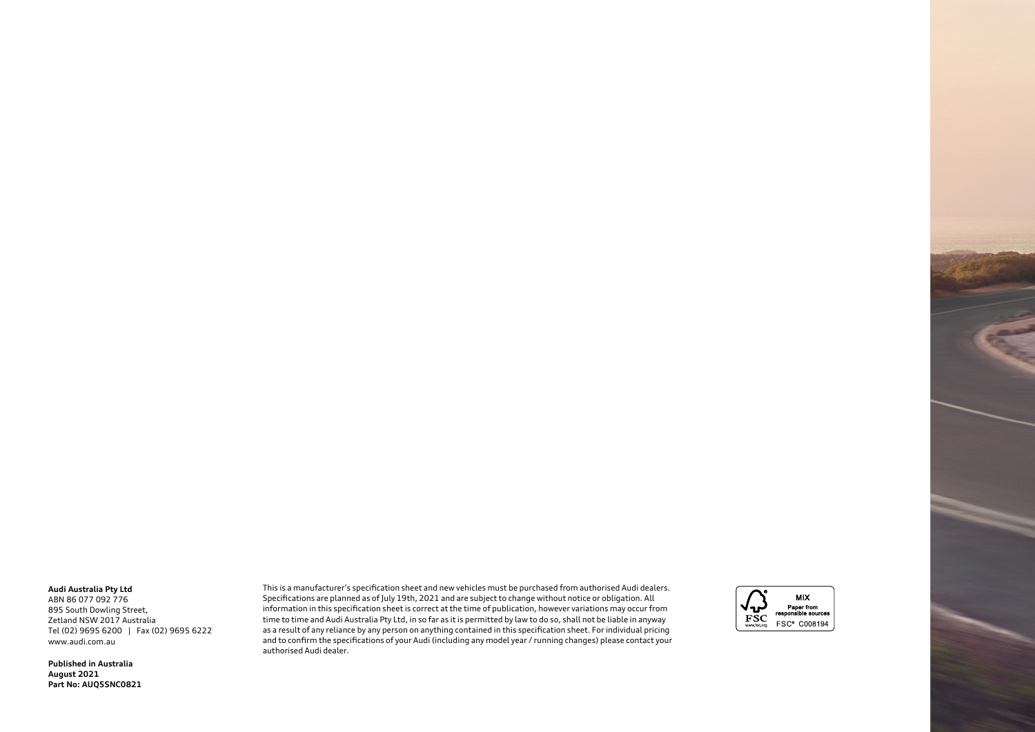**Audi Australia Pty Ltd**
ABN 86 077 092 776
895 South Dowling Street,
Zetland NSW 2017 Australia
Tel (02) 9695 6200 | Fax (02) 9695 6222
www.audi.com.au

**Published in Australia**
**August 2021**
**Part No: AUQ5SNC0821**

This is a manufacturer's specification sheet and new vehicles must be purchased from authorised Audi dealers. Specifications are planned as of July 19th, 2021 and are subject to change without notice or obligation. All information in this specification sheet is correct at the time of publication, however variations may occur from time to time and Audi Australia Pty Ltd, in so far as it is permitted by law to do so, shall not be liable in anyway as a result of any reliance by any person on anything contained in this specification sheet. For individual pricing and to confirm the specifications of your Audi (including any model year / running changes) please contact your authorised Audi dealer.

FSC
www.fsc.org
MIX
Paper from responsible sources
FSC® C008194